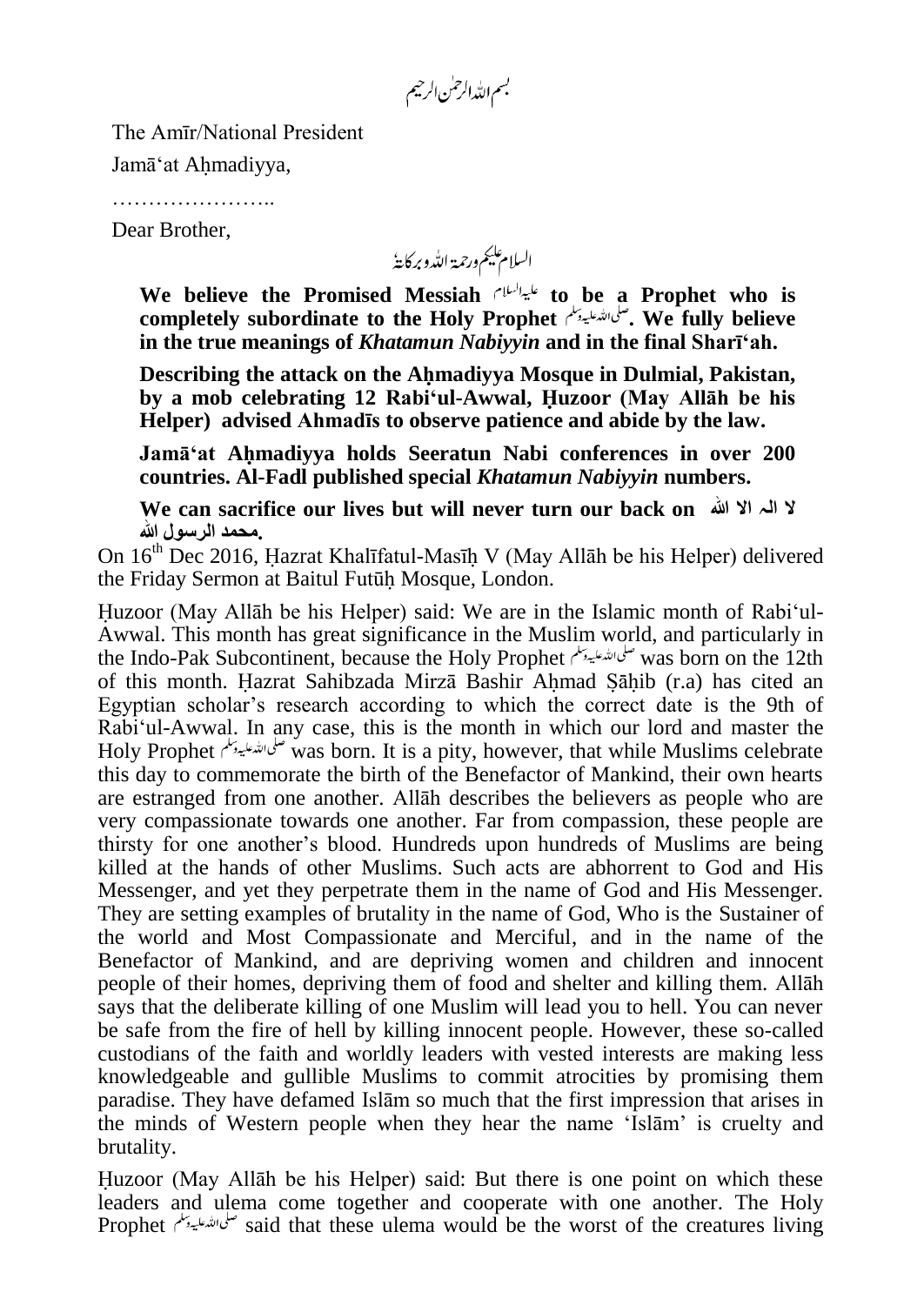بسم اللہ الرحمٰن الرحیم

The Amīr/National President

Jamā'at Aḥmadiyya,

…………………..

Dear Brother,

السلام علیکم ورحمة اللہ وبرکاتہٗ

**We believe the Promised Messiah** علیہ السلام **to be a Prophet who is completely subordinate to the Holy Prophet** صلی اللہ علیہ وسلم**. We fully believe in the true meanings of *Khatamun Nabiyyin* and in the final Sharī'ah.**

**Describing the attack on the Aḥmadiyya Mosque in Dulmial, Pakistan, by a mob celebrating 12 Rabi'ul-Awwal, Ḥuzoor (May Allāh be his Helper) advised Ahmadīs to observe patience and abide by the law.**

**Jamā'at Aḥmadiyya holds Seeratun Nabi conferences in over 200 countries. Al-Fadl published special *Khatamun Nabiyyin* numbers.**

**We can sacrifice our lives but will never turn our back on لا الہ الا اللہ محمد الرسول اللہ.**

On 16th Dec 2016, Ḥazrat Khalīfatul-Masīḥ V (May Allāh be his Helper) delivered the Friday Sermon at Baitul Futūḥ Mosque, London.

Ḥuzoor (May Allāh be his Helper) said: We are in the Islamic month of Rabi'ul-Awwal. This month has great significance in the Muslim world, and particularly in the Indo-Pak Subcontinent, because the Holy Prophet صلی اللہ علیہ وسلم was born on the 12th of this month. Ḥazrat Sahibzada Mirzā Bashir Aḥmad Ṣāḥib (r.a) has cited an Egyptian scholar's research according to which the correct date is the 9th of Rabi'ul-Awwal. In any case, this is the month in which our lord and master the Holy Prophet صلی اللہ علیہ وسلم was born. It is a pity, however, that while Muslims celebrate this day to commemorate the birth of the Benefactor of Mankind, their own hearts are estranged from one another. Allāh describes the believers as people who are very compassionate towards one another. Far from compassion, these people are thirsty for one another's blood. Hundreds upon hundreds of Muslims are being killed at the hands of other Muslims. Such acts are abhorrent to God and His Messenger, and yet they perpetrate them in the name of God and His Messenger. They are setting examples of brutality in the name of God, Who is the Sustainer of the world and Most Compassionate and Merciful, and in the name of the Benefactor of Mankind, and are depriving women and children and innocent people of their homes, depriving them of food and shelter and killing them. Allāh says that the deliberate killing of one Muslim will lead you to hell. You can never be safe from the fire of hell by killing innocent people. However, these so-called custodians of the faith and worldly leaders with vested interests are making less knowledgeable and gullible Muslims to commit atrocities by promising them paradise. They have defamed Islām so much that the first impression that arises in the minds of Western people when they hear the name 'Islām' is cruelty and brutality.

Ḥuzoor (May Allāh be his Helper) said: But there is one point on which these leaders and ulema come together and cooperate with one another. The Holy Prophet صلی اللہ علیہ وسلم said that these ulema would be the worst of the creatures living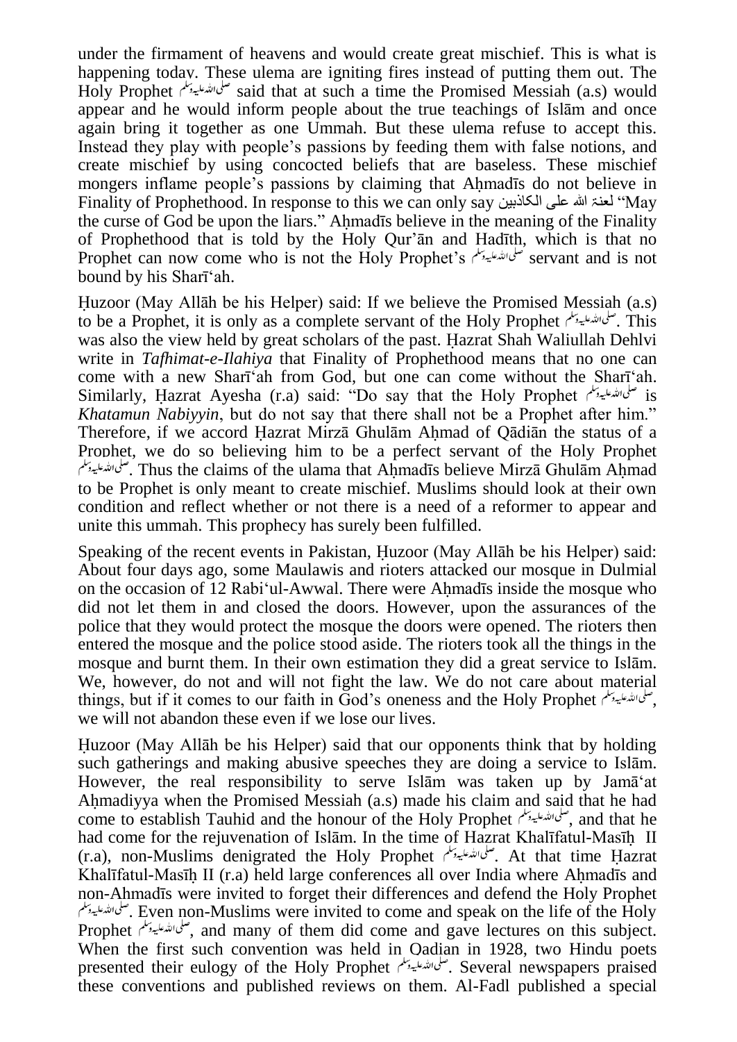under the firmament of heavens and would create great mischief. This is what is happening today. These ulema are igniting fires instead of putting them out. The Holy Prophet ﷺ said that at such a time the Promised Messiah (a.s) would appear and he would inform people about the true teachings of Islām and once again bring it together as one Ummah. But these ulema refuse to accept this. Instead they play with people's passions by feeding them with false notions, and create mischief by using concocted beliefs that are baseless. These mischief mongers inflame people's passions by claiming that Aḥmadīs do not believe in Finality of Prophethood. In response to this we can only say لعنة الله على الكاذبين "May the curse of God be upon the liars." Aḥmadīs believe in the meaning of the Finality of Prophethood that is told by the Holy Qur'ān and Hadīth, which is that no Prophet can now come who is not the Holy Prophet's ﷺ servant and is not bound by his Sharī'ah.

Ḥuzoor (May Allāh be his Helper) said: If we believe the Promised Messiah (a.s) to be a Prophet, it is only as a complete servant of the Holy Prophet ﷺ. This was also the view held by great scholars of the past. Ḥazrat Shah Waliullah Dehlvi write in *Tafhimat-e-Ilahiya* that Finality of Prophethood means that no one can come with a new Sharī'ah from God, but one can come without the Sharī'ah. Similarly, Ḥazrat Ayesha (r.a) said: "Do say that the Holy Prophet ﷺ is *Khatamun Nabiyyin*, but do not say that there shall not be a Prophet after him." Therefore, if we accord Ḥazrat Mirzā Ghulām Aḥmad of Qādiān the status of a Prophet, we do so believing him to be a perfect servant of the Holy Prophet ﷺ. Thus the claims of the ulama that Aḥmadīs believe Mirzā Ghulām Aḥmad to be Prophet is only meant to create mischief. Muslims should look at their own condition and reflect whether or not there is a need of a reformer to appear and unite this ummah. This prophecy has surely been fulfilled.

Speaking of the recent events in Pakistan, Ḥuzoor (May Allāh be his Helper) said: About four days ago, some Maulawis and rioters attacked our mosque in Dulmial on the occasion of 12 Rabi'ul-Awwal. There were Aḥmadīs inside the mosque who did not let them in and closed the doors. However, upon the assurances of the police that they would protect the mosque the doors were opened. The rioters then entered the mosque and the police stood aside. The rioters took all the things in the mosque and burnt them. In their own estimation they did a great service to Islām. We, however, do not and will not fight the law. We do not care about material things, but if it comes to our faith in God's oneness and the Holy Prophet ﷺ, we will not abandon these even if we lose our lives.

Ḥuzoor (May Allāh be his Helper) said that our opponents think that by holding such gatherings and making abusive speeches they are doing a service to Islām. However, the real responsibility to serve Islām was taken up by Jamā'at Aḥmadiyya when the Promised Messiah (a.s) made his claim and said that he had come to establish Tauhid and the honour of the Holy Prophet ﷺ, and that he had come for the rejuvenation of Islām. In the time of Hazrat Khalīfatul-Masīḥ II (r.a), non-Muslims denigrated the Holy Prophet ﷺ. At that time Ḥazrat Khalīfatul-Masīḥ II (r.a) held large conferences all over India where Aḥmadīs and non-Ahmadīs were invited to forget their differences and defend the Holy Prophet ﷺ. Even non-Muslims were invited to come and speak on the life of the Holy Prophet ﷺ, and many of them did come and gave lectures on this subject. When the first such convention was held in Qadian in 1928, two Hindu poets presented their eulogy of the Holy Prophet ﷺ. Several newspapers praised these conventions and published reviews on them. Al-Fadl published a special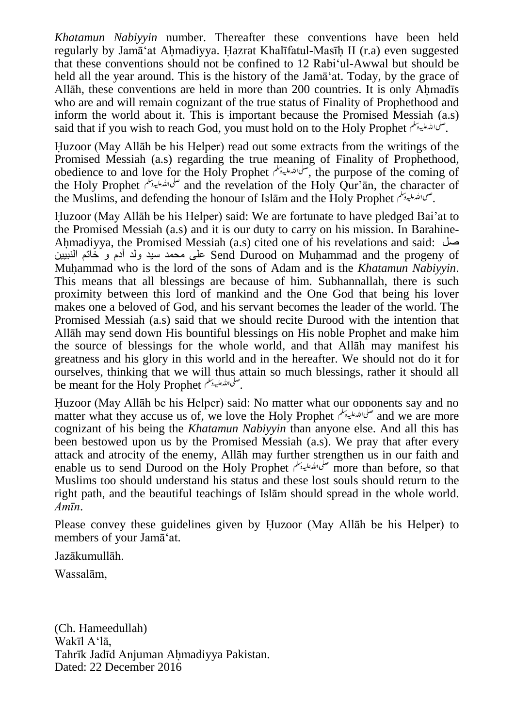*Khatamun Nabiyyin* number. Thereafter these conventions have been held regularly by Jamā'at Aḥmadiyya. Ḥazrat Khalīfatul-Masīḥ II (r.a) even suggested that these conventions should not be confined to 12 Rabi'ul-Awwal but should be held all the year around. This is the history of the Jamā'at. Today, by the grace of Allāh, these conventions are held in more than 200 countries. It is only Aḥmadīs who are and will remain cognizant of the true status of Finality of Prophethood and inform the world about it. This is important because the Promised Messiah (a.s) said that if you wish to reach God, you must hold on to the Holy Prophet ﷺ.

Ḥuzoor (May Allāh be his Helper) read out some extracts from the writings of the Promised Messiah (a.s) regarding the true meaning of Finality of Prophethood, obedience to and love for the Holy Prophet ﷺ, the purpose of the coming of the Holy Prophet ﷺ and the revelation of the Holy Qur'ān, the character of the Muslims, and defending the honour of Islām and the Holy Prophet ﷺ.

Ḥuzoor (May Allāh be his Helper) said: We are fortunate to have pledged Bai'at to the Promised Messiah (a.s) and it is our duty to carry on his mission. In Barahine-Aḥmadiyya, the Promised Messiah (a.s) cited one of his revelations and said: صل على محمد سيد ولد آدم و خاتم النبيين Send Durood on Muḥammad and the progeny of Muḥammad who is the lord of the sons of Adam and is the *Khatamun Nabiyyin*. This means that all blessings are because of him. Subhannallah, there is such proximity between this lord of mankind and the One God that being his lover makes one a beloved of God, and his servant becomes the leader of the world. The Promised Messiah (a.s) said that we should recite Durood with the intention that Allāh may send down His bountiful blessings on His noble Prophet and make him the source of blessings for the whole world, and that Allāh may manifest his greatness and his glory in this world and in the hereafter. We should not do it for ourselves, thinking that we will thus attain so much blessings, rather it should all be meant for the Holy Prophet ﷺ.

Ḥuzoor (May Allāh be his Helper) said: No matter what our opponents say and no matter what they accuse us of, we love the Holy Prophet ﷺ and we are more cognizant of his being the *Khatamun Nabiyyin* than anyone else. And all this has been bestowed upon us by the Promised Messiah (a.s). We pray that after every attack and atrocity of the enemy, Allāh may further strengthen us in our faith and enable us to send Durood on the Holy Prophet ﷺ more than before, so that Muslims too should understand his status and these lost souls should return to the right path, and the beautiful teachings of Islām should spread in the whole world. *Amīn*.

Please convey these guidelines given by Ḥuzoor (May Allāh be his Helper) to members of your Jamā'at.

Jazākumullāh.

Wassalām,

(Ch. Hameedullah)
Wakīl A'lā,
Tahrīk Jadīd Anjuman Aḥmadiyya Pakistan.
Dated: 22 December 2016